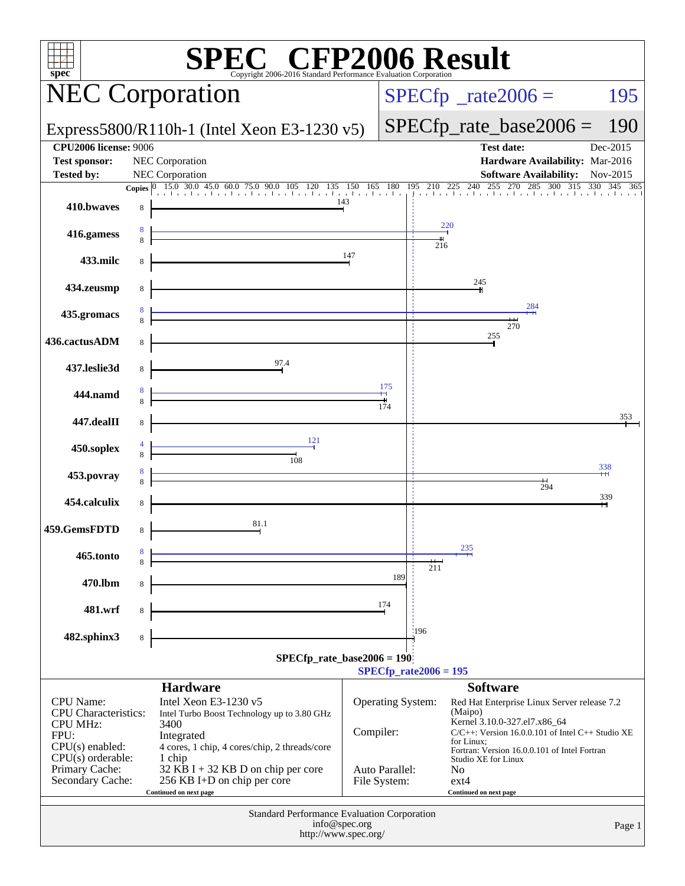# SPEC CFP2006 Result

Copyright 2006-2016 Standard Performance Evaluation Corporation

## NEC Corporation

Express5800/R110h-1 (Intel Xeon E3-1230 v5)

SPECfp_rate2006 = 195

SPECfp_rate_base2006 = 190

| | | | |
|---|---|---|---|
| **CPU2006 license:** 9006 | | **Test date:** | Dec-2015 |
| **Test sponsor:** | NEC Corporation | **Hardware Availability:** | Mar-2016 |
| **Tested by:** | NEC Corporation | **Software Availability:** | Nov-2015 |

| Benchmark | Copies (peak) | Copies (base) | Peak | Base |
|---|---|---|---|---|
| 410.bwaves | | 8 | | 143 |
| 416.gamess | 8 | 8 | 220 | 216 |
| 433.milc | | 8 | | 147 |
| 434.zeusmp | | 8 | | 245 |
| 435.gromacs | 8 | 8 | 284 | 270 |
| 436.cactusADM | | 8 | | 255 |
| 437.leslie3d | | 8 | | 97.4 |
| 444.namd | 8 | 8 | 175 | 174 |
| 447.dealII | | 8 | | 353 |
| 450.soplex | 4 | 8 | 121 | 108 |
| 453.povray | 8 | 8 | 338 | 294 |
| 454.calculix | | 8 | | 339 |
| 459.GemsFDTD | | 8 | | 81.1 |
| 465.tonto | 8 | 8 | 235 | 211 |
| 470.lbm | | 8 | | 189 |
| 481.wrf | | 8 | | 174 |
| 482.sphinx3 | | 8 | | 196 |

SPECfp_rate_base2006 = 190

SPECfp_rate2006 = 195

### Hardware

| | |
|---|---|
| CPU Name: | Intel Xeon E3-1230 v5 |
| CPU Characteristics: | Intel Turbo Boost Technology up to 3.80 GHz |
| CPU MHz: | 3400 |
| FPU: | Integrated |
| CPU(s) enabled: | 4 cores, 1 chip, 4 cores/chip, 2 threads/core |
| CPU(s) orderable: | 1 chip |
| Primary Cache: | 32 KB I + 32 KB D on chip per core |
| Secondary Cache: | 256 KB I+D on chip per core |

Continued on next page

### Software

| | |
|---|---|
| Operating System: | Red Hat Enterprise Linux Server release 7.2 (Maipo) Kernel 3.10.0-327.el7.x86_64 |
| Compiler: | C/C++: Version 16.0.0.101 of Intel C++ Studio XE for Linux; Fortran: Version 16.0.0.101 of Intel Fortran Studio XE for Linux |
| Auto Parallel: | No |
| File System: | ext4 |

Continued on next page

Standard Performance Evaluation Corporation
info@spec.org
http://www.spec.org/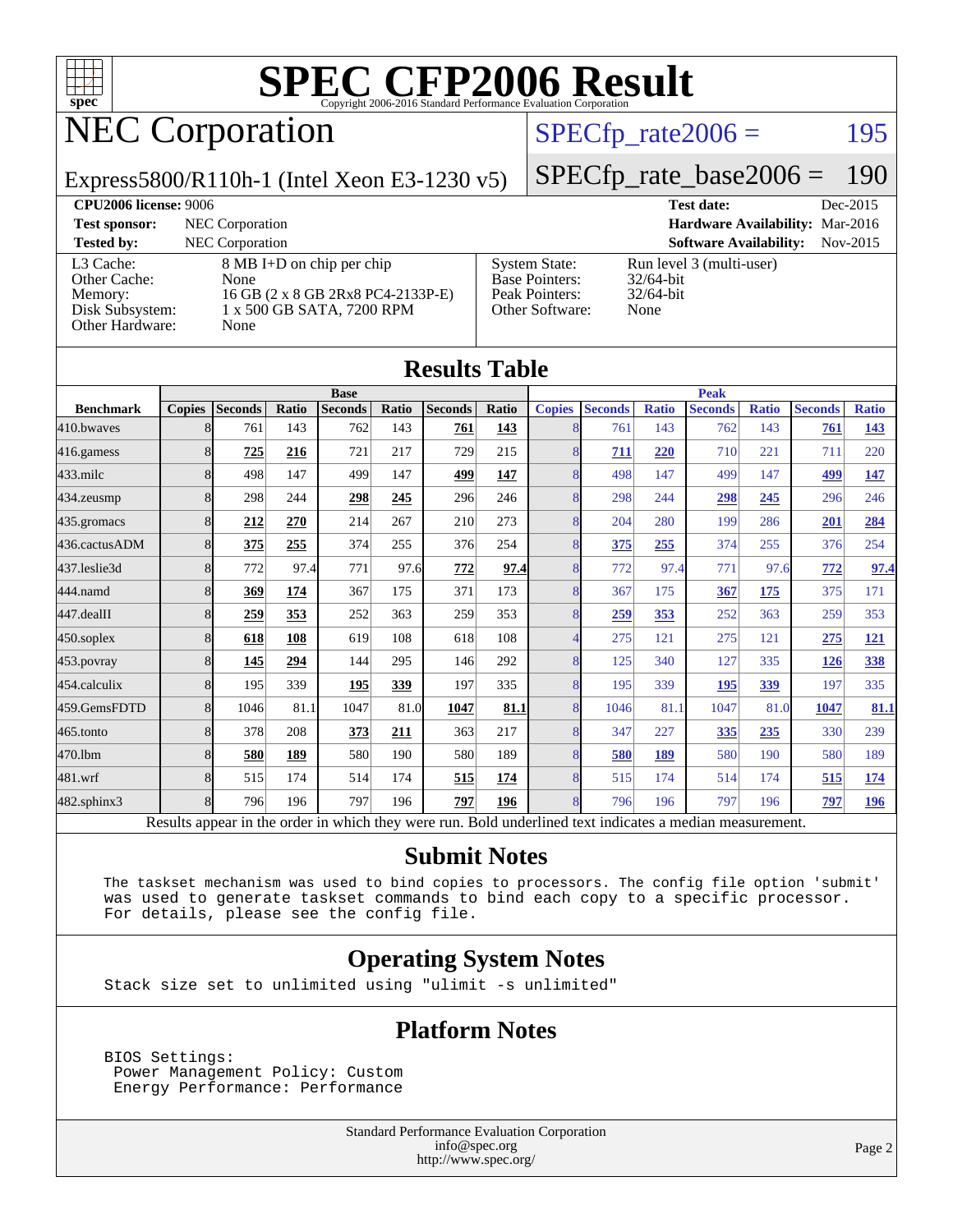# SPEC CFP2006 Result

Copyright 2006-2016 Standard Performance Evaluation Corporation

# NEC Corporation

Express5800/R110h-1 (Intel Xeon E3-1230 v5)

SPECfp_rate2006 = 195

SPECfp_rate_base2006 = 190

**CPU2006 license:** 9006

**Test sponsor:** NEC Corporation

**Tested by:** NEC Corporation

**Test date:** Dec-2015

**Hardware Availability:** Mar-2016

**Software Availability:** Nov-2015

| | |
|---|---|
| L3 Cache: | 8 MB I+D on chip per chip |
| Other Cache: | None |
| Memory: | 16 GB (2 x 8 GB 2Rx8 PC4-2133P-E) |
| Disk Subsystem: | 1 x 500 GB SATA, 7200 RPM |
| Other Hardware: | None |

| | |
|---|---|
| System State: | Run level 3 (multi-user) |
| Base Pointers: | 32/64-bit |
| Peak Pointers: | 32/64-bit |
| Other Software: | None |

## Results Table

| | Base | | | | | | | Peak | | | | | | |
|---|---|---|---|---|---|---|---|---|---|---|---|---|---|---|
| **Benchmark** | **Copies** | **Seconds** | **Ratio** | **Seconds** | **Ratio** | **Seconds** | **Ratio** | **Copies** | **Seconds** | **Ratio** | **Seconds** | **Ratio** | **Seconds** | **Ratio** |
| 410.bwaves | 8 | 761 | 143 | 762 | 143 | **761** | **143** | 8 | 761 | 143 | 762 | 143 | **761** | **143** |
| 416.gamess | 8 | **725** | **216** | 721 | 217 | 729 | 215 | 8 | **711** | **220** | 710 | 221 | 711 | 220 |
| 433.milc | 8 | 498 | 147 | 499 | 147 | **499** | **147** | 8 | 498 | 147 | 499 | 147 | **499** | **147** |
| 434.zeusmp | 8 | 298 | 244 | **298** | **245** | 296 | 246 | 8 | 298 | 244 | **298** | **245** | 296 | 246 |
| 435.gromacs | 8 | **212** | **270** | 214 | 267 | 210 | 273 | 8 | 204 | 280 | 199 | 286 | **201** | **284** |
| 436.cactusADM | 8 | **375** | **255** | 374 | 255 | 376 | 254 | 8 | **375** | **255** | 374 | 255 | 376 | 254 |
| 437.leslie3d | 8 | 772 | 97.4 | 771 | 97.6 | **772** | **97.4** | 8 | 772 | 97.4 | 771 | 97.6 | **772** | **97.4** |
| 444.namd | 8 | **369** | **174** | 367 | 175 | 371 | 173 | 8 | 367 | 175 | **367** | **175** | 375 | 171 |
| 447.dealII | 8 | **259** | **353** | 252 | 363 | 259 | 353 | 8 | **259** | **353** | 252 | 363 | 259 | 353 |
| 450.soplex | 8 | **618** | **108** | 619 | 108 | 618 | 108 | 4 | 275 | 121 | 275 | 121 | **275** | **121** |
| 453.povray | 8 | **145** | **294** | 144 | 295 | 146 | 292 | 8 | 125 | 340 | 127 | 335 | **126** | **338** |
| 454.calculix | 8 | 195 | 339 | **195** | **339** | 197 | 335 | 8 | 195 | 339 | **195** | **339** | 197 | 335 |
| 459.GemsFDTD | 8 | 1046 | 81.1 | 1047 | 81.0 | **1047** | **81.1** | 8 | 1046 | 81.1 | 1047 | 81.0 | **1047** | **81.1** |
| 465.tonto | 8 | 378 | 208 | **373** | **211** | 363 | 217 | 8 | 347 | 227 | **335** | **235** | 330 | 239 |
| 470.lbm | 8 | **580** | **189** | 580 | 190 | 580 | 189 | 8 | **580** | **189** | 580 | 190 | 580 | 189 |
| 481.wrf | 8 | 515 | 174 | 514 | 174 | **515** | **174** | 8 | 515 | 174 | 514 | 174 | **515** | **174** |
| 482.sphinx3 | 8 | 796 | 196 | 797 | 196 | **797** | **196** | 8 | 796 | 196 | 797 | 196 | **797** | **196** |

Results appear in the order in which they were run. Bold underlined text indicates a median measurement.

## Submit Notes

```
The taskset mechanism was used to bind copies to processors. The config file option 'submit'
was used to generate taskset commands to bind each copy to a specific processor.
For details, please see the config file.
```

## Operating System Notes

```
Stack size set to unlimited using "ulimit -s unlimited"
```

## Platform Notes

```
BIOS Settings:
 Power Management Policy: Custom
 Energy Performance: Performance
```

Standard Performance Evaluation Corporation
info@spec.org
http://www.spec.org/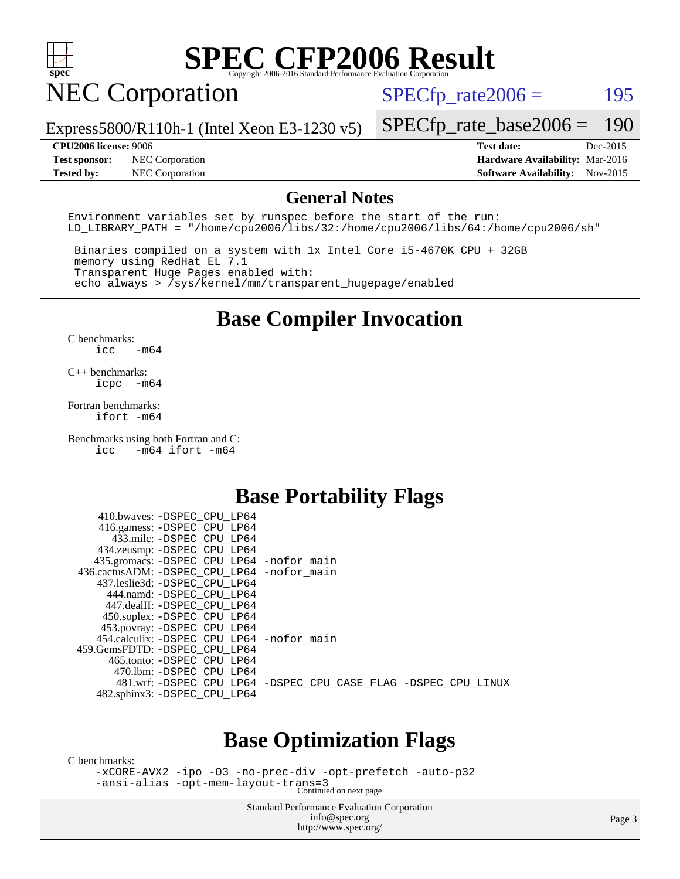# SPEC CFP2006 Result

## NEC Corporation

Express5800/R110h-1 (Intel Xeon E3-1230 v5)

SPECfp_rate2006 = 195

SPECfp_rate_base2006 = 190

**CPU2006 license:** 9006
**Test sponsor:** NEC Corporation
**Tested by:** NEC Corporation

**Test date:** Dec-2015
**Hardware Availability:** Mar-2016
**Software Availability:** Nov-2015

## General Notes

```
Environment variables set by runspec before the start of the run:
LD_LIBRARY_PATH = "/home/cpu2006/libs/32:/home/cpu2006/libs/64:/home/cpu2006/sh"

 Binaries compiled on a system with 1x Intel Core i5-4670K CPU + 32GB
 memory using RedHat EL 7.1
 Transparent Huge Pages enabled with:
 echo always > /sys/kernel/mm/transparent_hugepage/enabled
```

## Base Compiler Invocation

C benchmarks:
```
icc   -m64
```

C++ benchmarks:
```
icpc  -m64
```

Fortran benchmarks:
```
ifort -m64
```

Benchmarks using both Fortran and C:
```
icc   -m64 ifort -m64
```

## Base Portability Flags

```
     410.bwaves: -DSPEC_CPU_LP64
     416.gamess: -DSPEC_CPU_LP64
       433.milc: -DSPEC_CPU_LP64
     434.zeusmp: -DSPEC_CPU_LP64
    435.gromacs: -DSPEC_CPU_LP64 -nofor_main
 436.cactusADM: -DSPEC_CPU_LP64 -nofor_main
    437.leslie3d: -DSPEC_CPU_LP64
       444.namd: -DSPEC_CPU_LP64
     447.dealII: -DSPEC_CPU_LP64
     450.soplex: -DSPEC_CPU_LP64
     453.povray: -DSPEC_CPU_LP64
   454.calculix: -DSPEC_CPU_LP64 -nofor_main
 459.GemsFDTD: -DSPEC_CPU_LP64
      465.tonto: -DSPEC_CPU_LP64
        470.lbm: -DSPEC_CPU_LP64
        481.wrf: -DSPEC_CPU_LP64 -DSPEC_CPU_CASE_FLAG -DSPEC_CPU_LINUX
    482.sphinx3: -DSPEC_CPU_LP64
```

## Base Optimization Flags

C benchmarks:
```
-xCORE-AVX2 -ipo -O3 -no-prec-div -opt-prefetch -auto-p32
-ansi-alias -opt-mem-layout-trans=3
```

Continued on next page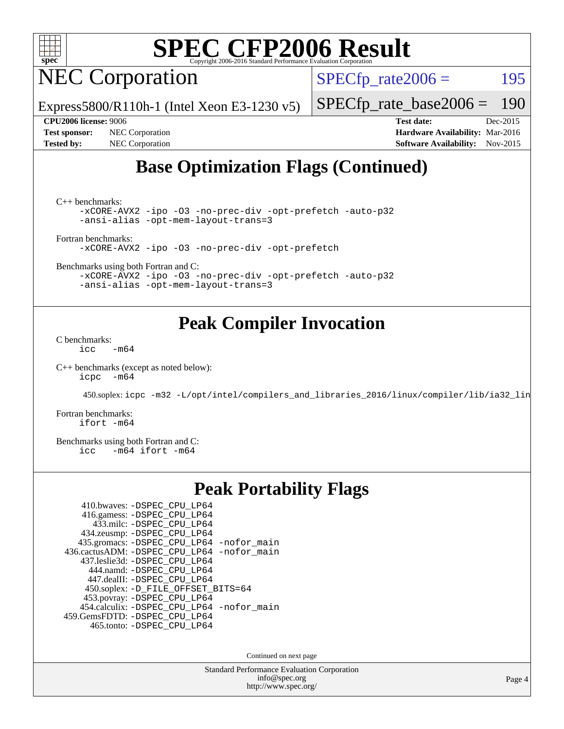## Base Optimization Flags (Continued)

C++ benchmarks:

```
-xCORE-AVX2 -ipo -O3 -no-prec-div -opt-prefetch -auto-p32
-ansi-alias -opt-mem-layout-trans=3
```

Fortran benchmarks:

```
-xCORE-AVX2 -ipo -O3 -no-prec-div -opt-prefetch
```

Benchmarks using both Fortran and C:

```
-xCORE-AVX2 -ipo -O3 -no-prec-div -opt-prefetch -auto-p32
-ansi-alias -opt-mem-layout-trans=3
```

## Peak Compiler Invocation

C benchmarks:

```
icc   -m64
```

C++ benchmarks (except as noted below):

```
icpc  -m64
```

450.soplex: `icpc -m32 -L/opt/intel/compilers_and_libraries_2016/linux/compiler/lib/ia32_lin`

Fortran benchmarks:

```
ifort -m64
```

Benchmarks using both Fortran and C:

```
icc   -m64 ifort -m64
```

## Peak Portability Flags

410.bwaves: -DSPEC_CPU_LP64
416.gamess: -DSPEC_CPU_LP64
433.milc: -DSPEC_CPU_LP64
434.zeusmp: -DSPEC_CPU_LP64
435.gromacs: -DSPEC_CPU_LP64 -nofor_main
436.cactusADM: -DSPEC_CPU_LP64 -nofor_main
437.leslie3d: -DSPEC_CPU_LP64
444.namd: -DSPEC_CPU_LP64
447.dealII: -DSPEC_CPU_LP64
450.soplex: -D_FILE_OFFSET_BITS=64
453.povray: -DSPEC_CPU_LP64
454.calculix: -DSPEC_CPU_LP64 -nofor_main
459.GemsFDTD: -DSPEC_CPU_LP64
465.tonto: -DSPEC_CPU_LP64

Continued on next page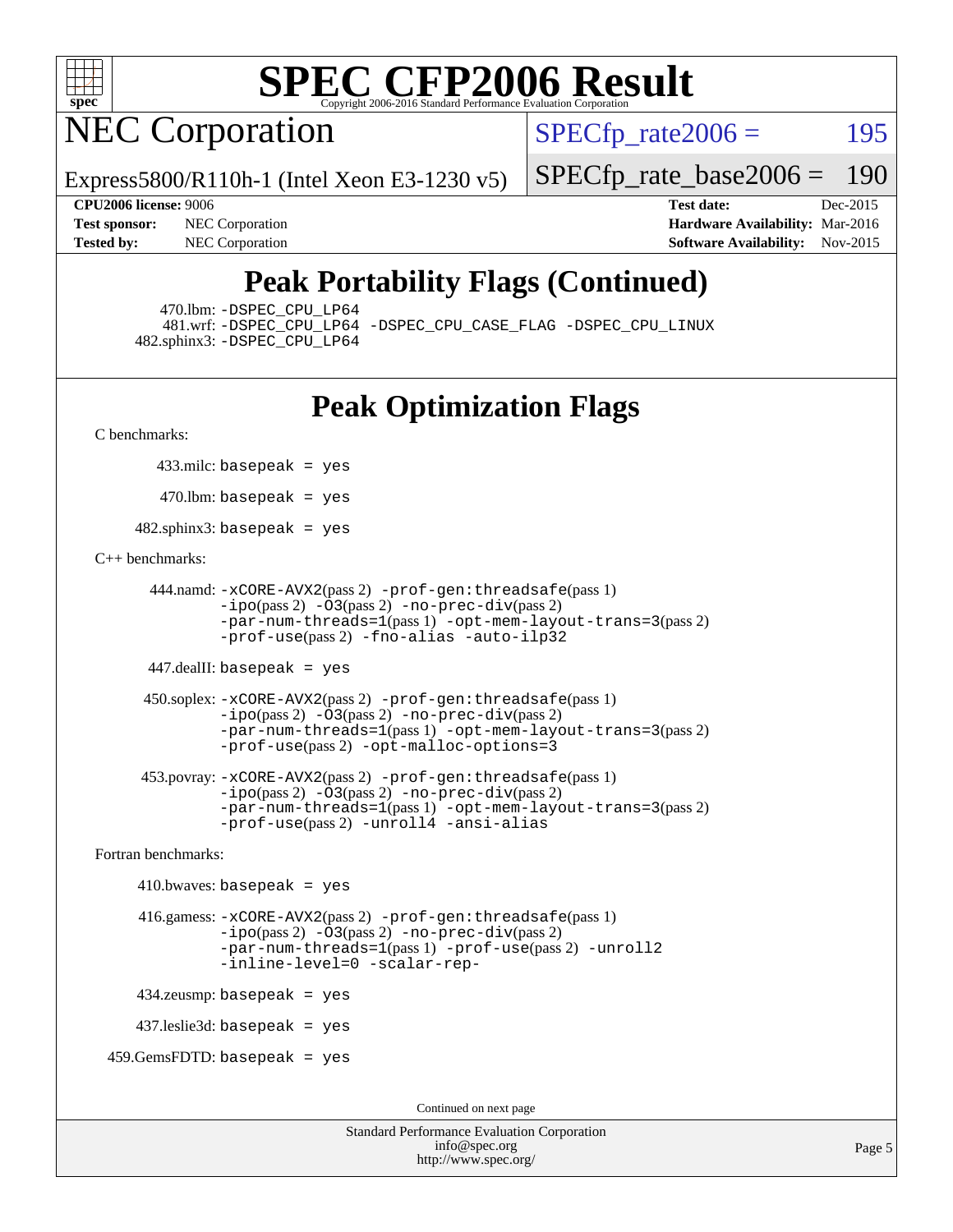# SPEC CFP2006 Result

## NEC Corporation

Express5800/R110h-1 (Intel Xeon E3-1230 v5)

SPECfp_rate2006 = 195

SPECfp_rate_base2006 = 190

**CPU2006 license:** 9006
**Test sponsor:** NEC Corporation
**Tested by:** NEC Corporation

**Test date:** Dec-2015
**Hardware Availability:** Mar-2016
**Software Availability:** Nov-2015

## Peak Portability Flags (Continued)

470.lbm: -DSPEC_CPU_LP64
481.wrf: -DSPEC_CPU_LP64 -DSPEC_CPU_CASE_FLAG -DSPEC_CPU_LINUX
482.sphinx3: -DSPEC_CPU_LP64

## Peak Optimization Flags

C benchmarks:

433.milc: basepeak = yes

470.lbm: basepeak = yes

482.sphinx3: basepeak = yes

C++ benchmarks:

444.namd: -xCORE-AVX2(pass 2) -prof-gen:threadsafe(pass 1) -ipo(pass 2) -O3(pass 2) -no-prec-div(pass 2) -par-num-threads=1(pass 1) -opt-mem-layout-trans=3(pass 2) -prof-use(pass 2) -fno-alias -auto-ilp32

447.dealII: basepeak = yes

450.soplex: -xCORE-AVX2(pass 2) -prof-gen:threadsafe(pass 1) -ipo(pass 2) -O3(pass 2) -no-prec-div(pass 2) -par-num-threads=1(pass 1) -opt-mem-layout-trans=3(pass 2) -prof-use(pass 2) -opt-malloc-options=3

453.povray: -xCORE-AVX2(pass 2) -prof-gen:threadsafe(pass 1) -ipo(pass 2) -O3(pass 2) -no-prec-div(pass 2) -par-num-threads=1(pass 1) -opt-mem-layout-trans=3(pass 2) -prof-use(pass 2) -unroll4 -ansi-alias

Fortran benchmarks:

410.bwaves: basepeak = yes

416.gamess: -xCORE-AVX2(pass 2) -prof-gen:threadsafe(pass 1) -ipo(pass 2) -O3(pass 2) -no-prec-div(pass 2) -par-num-threads=1(pass 1) -prof-use(pass 2) -unroll2 -inline-level=0 -scalar-rep-

434.zeusmp: basepeak = yes

437.leslie3d: basepeak = yes

459.GemsFDTD: basepeak = yes

Continued on next page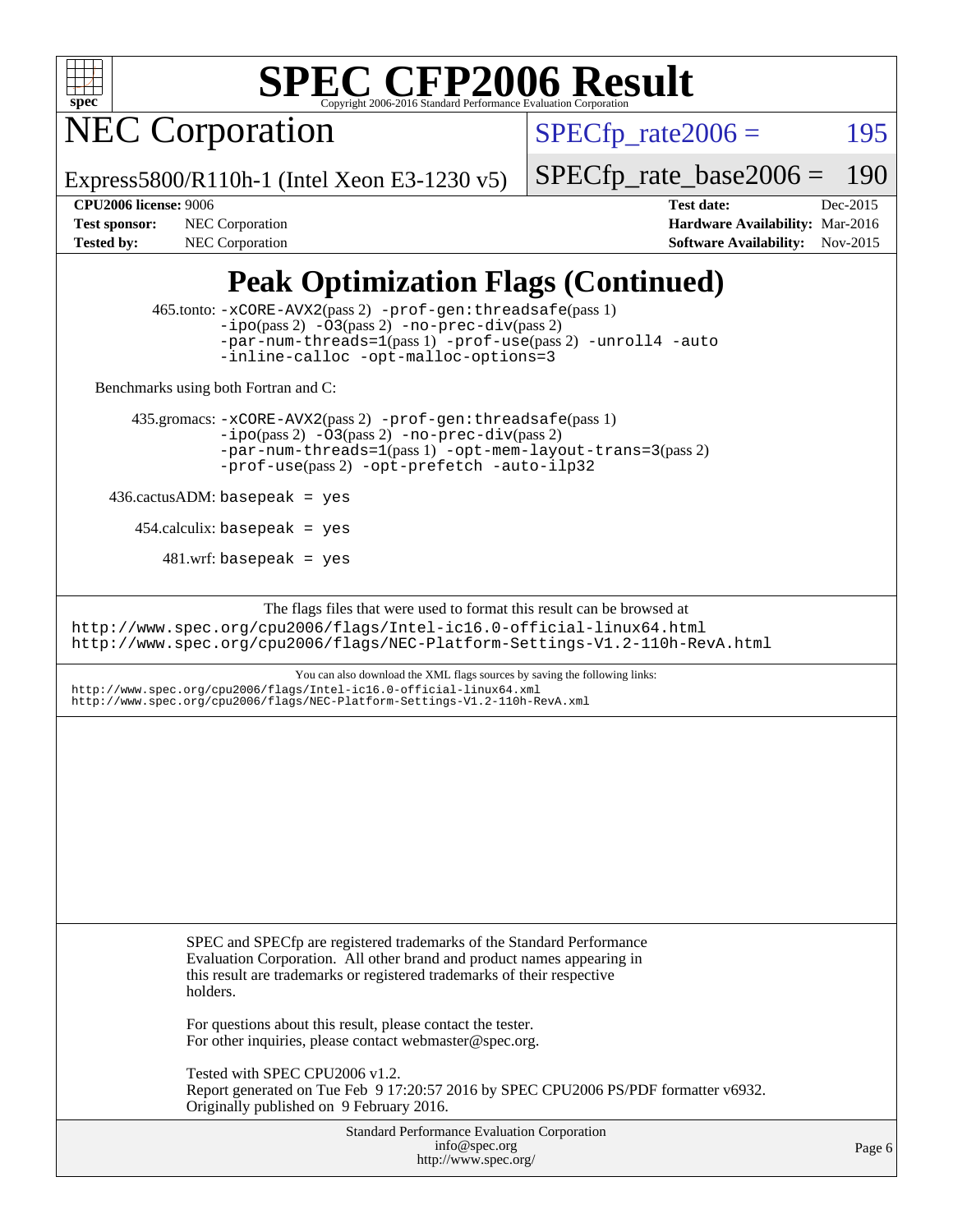# Peak Optimization Flags (Continued)

465.tonto: -xCORE-AVX2(pass 2) -prof-gen:threadsafe(pass 1) -ipo(pass 2) -O3(pass 2) -no-prec-div(pass 2) -par-num-threads=1(pass 1) -prof-use(pass 2) -unroll4 -auto -inline-calloc -opt-malloc-options=3

Benchmarks using both Fortran and C:

435.gromacs: -xCORE-AVX2(pass 2) -prof-gen:threadsafe(pass 1) -ipo(pass 2) -O3(pass 2) -no-prec-div(pass 2) -par-num-threads=1(pass 1) -opt-mem-layout-trans=3(pass 2) -prof-use(pass 2) -opt-prefetch -auto-ilp32

436.cactusADM: basepeak = yes

454.calculix: basepeak = yes

481.wrf: basepeak = yes

The flags files that were used to format this result can be browsed at
http://www.spec.org/cpu2006/flags/Intel-ic16.0-official-linux64.html
http://www.spec.org/cpu2006/flags/NEC-Platform-Settings-V1.2-110h-RevA.html

You can also download the XML flags sources by saving the following links:
http://www.spec.org/cpu2006/flags/Intel-ic16.0-official-linux64.xml
http://www.spec.org/cpu2006/flags/NEC-Platform-Settings-V1.2-110h-RevA.xml

SPEC and SPECfp are registered trademarks of the Standard Performance Evaluation Corporation. All other brand and product names appearing in this result are trademarks or registered trademarks of their respective holders.

For questions about this result, please contact the tester.
For other inquiries, please contact webmaster@spec.org.

Tested with SPEC CPU2006 v1.2.
Report generated on Tue Feb 9 17:20:57 2016 by SPEC CPU2006 PS/PDF formatter v6932.
Originally published on 9 February 2016.